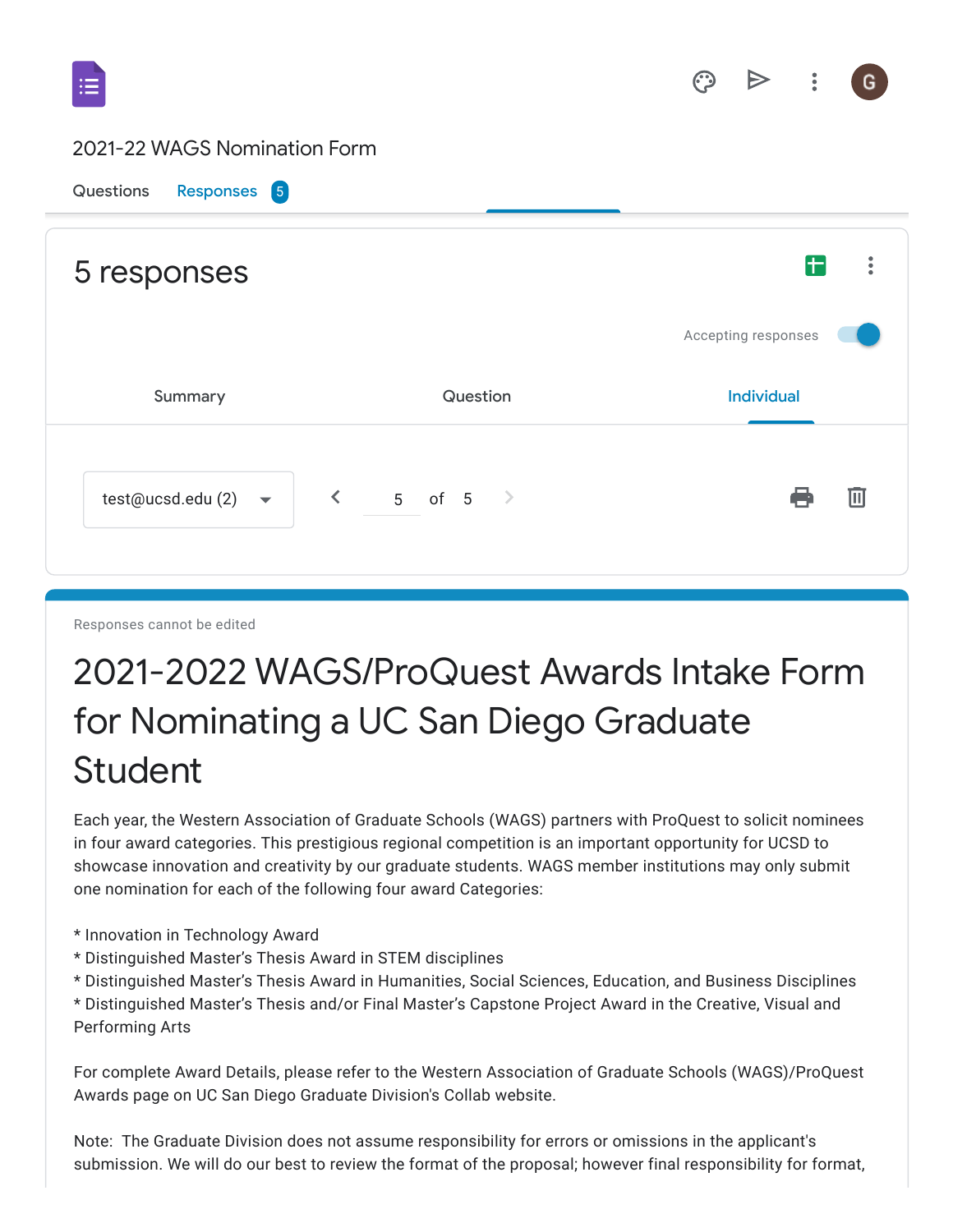2021-22 WAGS Nomination Form

Questions Responses 5

# 5 responses

Accepting responses

Summary Question Individual

test@ucsd.edu (2) 5 of 5

Responses cannot be edited

# 2021-2022 WAGS/ProQuest Awards Intake Form for Nominating a UC San Diego Graduate Student

Each year, the Western Association of Graduate Schools (WAGS) partners with ProQuest to solicit nominees in four award categories. This prestigious regional competition is an important opportunity for UCSD to showcase innovation and creativity by our graduate students. WAGS member institutions may only submit one nomination for each of the following four award Categories:

* Innovation in Technology Award
* Distinguished Master's Thesis Award in STEM disciplines
* Distinguished Master's Thesis Award in Humanities, Social Sciences, Education, and Business Disciplines
* Distinguished Master's Thesis and/or Final Master's Capstone Project Award in the Creative, Visual and Performing Arts

For complete Award Details, please refer to the Western Association of Graduate Schools (WAGS)/ProQuest Awards page on UC San Diego Graduate Division's Collab website.

Note: The Graduate Division does not assume responsibility for errors or omissions in the applicant's submission. We will do our best to review the format of the proposal; however final responsibility for format,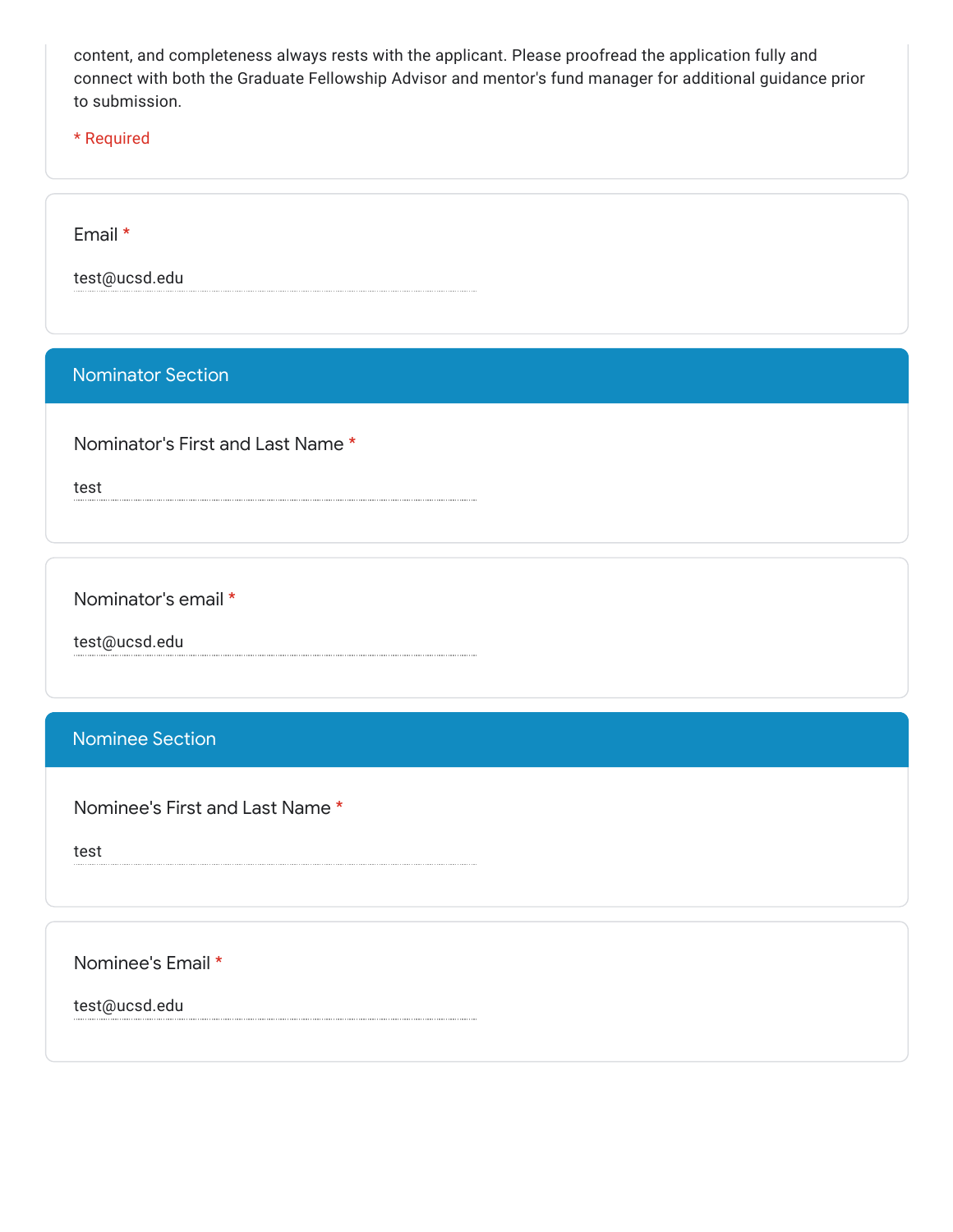content, and completeness always rests with the applicant. Please proofread the application fully and connect with both the Graduate Fellowship Advisor and mentor's fund manager for additional guidance prior to submission.

* Required

Email *

test@ucsd.edu

## Nominator Section

Nominator's First and Last Name *

test

Nominator's email *

test@ucsd.edu

## Nominee Section

Nominee's First and Last Name *

test

Nominee's Email *

test@ucsd.edu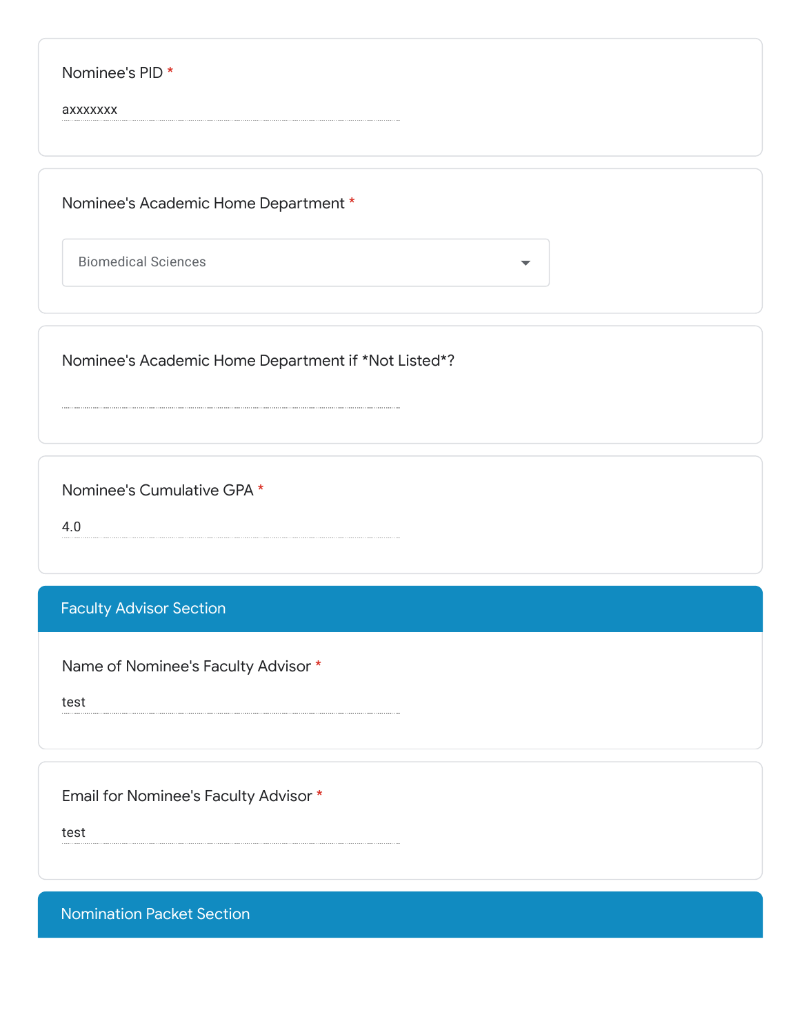Nominee's PID *

axxxxxxx

Nominee's Academic Home Department *

Biomedical Sciences

Nominee's Academic Home Department if *Not Listed*?

Nominee's Cumulative GPA *

4.0

## Faculty Advisor Section

Name of Nominee's Faculty Advisor *

test

Email for Nominee's Faculty Advisor *

test

## Nomination Packet Section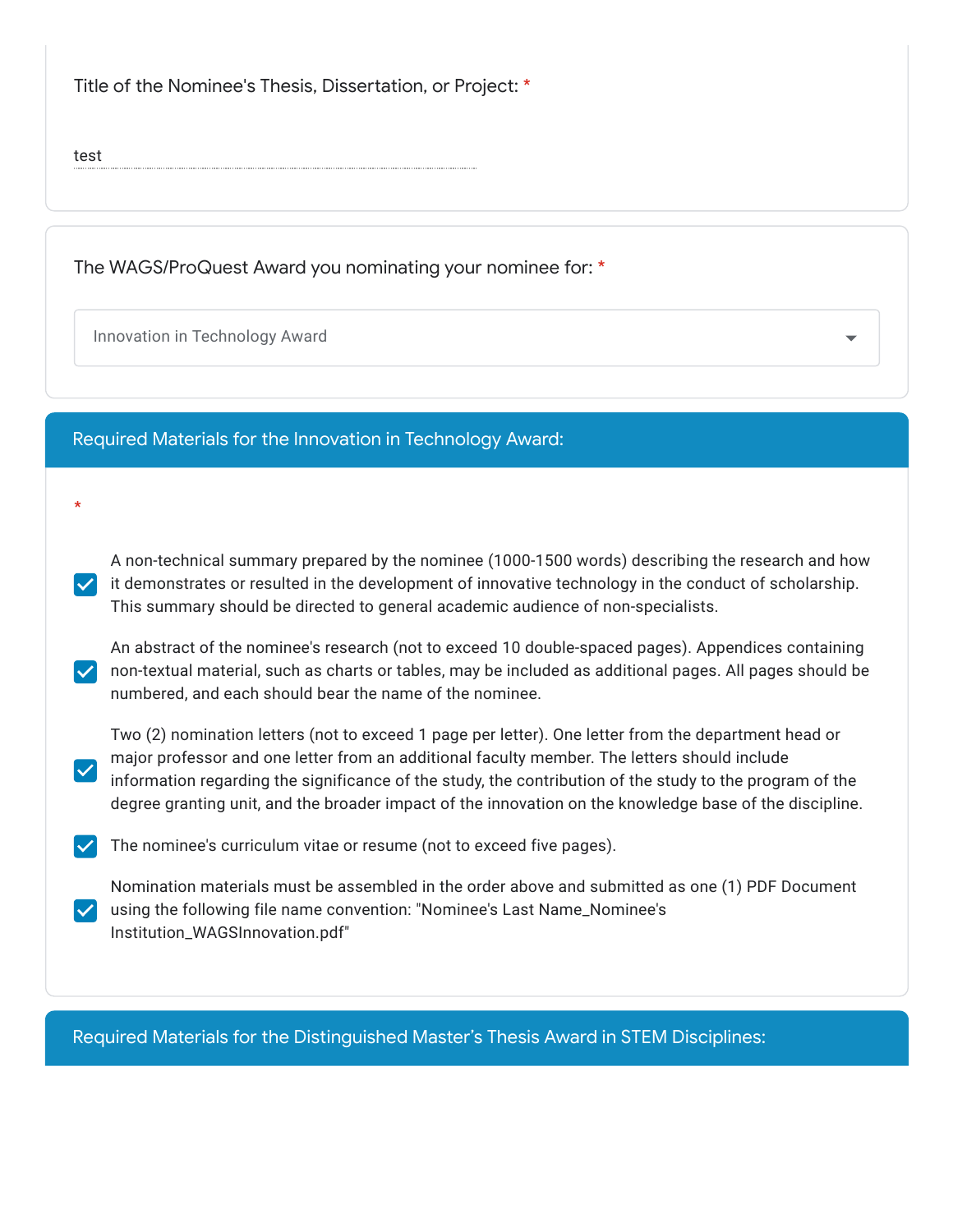Title of the Nominee's Thesis, Dissertation, or Project: *

test

The WAGS/ProQuest Award you nominating your nominee for: *

Innovation in Technology Award

## Required Materials for the Innovation in Technology Award:

*

- [x] A non-technical summary prepared by the nominee (1000-1500 words) describing the research and how it demonstrates or resulted in the development of innovative technology in the conduct of scholarship. This summary should be directed to general academic audience of non-specialists.
- [x] An abstract of the nominee's research (not to exceed 10 double-spaced pages). Appendices containing non-textual material, such as charts or tables, may be included as additional pages. All pages should be numbered, and each should bear the name of the nominee.
- [x] Two (2) nomination letters (not to exceed 1 page per letter). One letter from the department head or major professor and one letter from an additional faculty member. The letters should include information regarding the significance of the study, the contribution of the study to the program of the degree granting unit, and the broader impact of the innovation on the knowledge base of the discipline.
- [x] The nominee's curriculum vitae or resume (not to exceed five pages).
- [x] Nomination materials must be assembled in the order above and submitted as one (1) PDF Document using the following file name convention: "Nominee's Last Name_Nominee's Institution_WAGSInnovation.pdf"

## Required Materials for the Distinguished Master's Thesis Award in STEM Disciplines: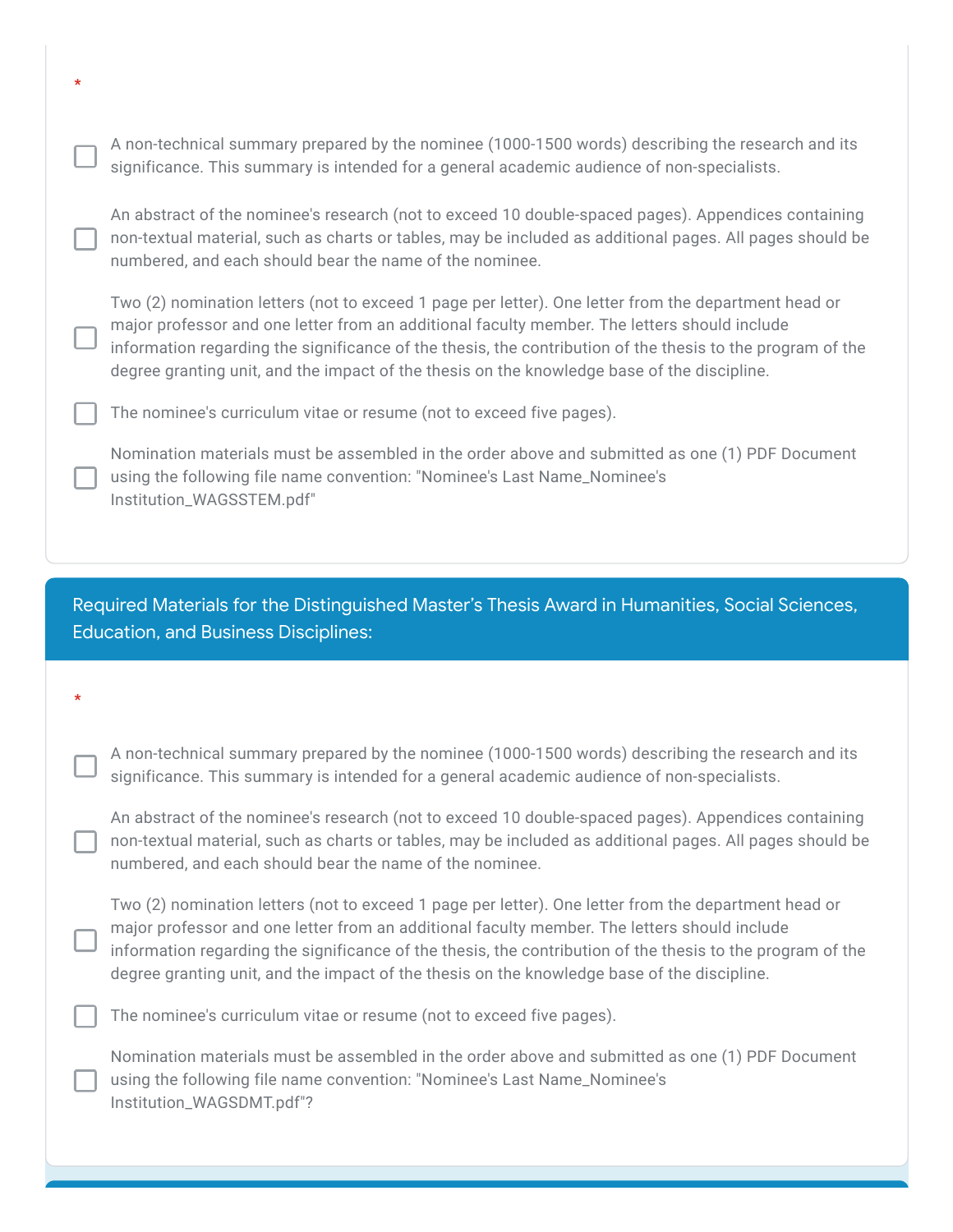*

- [ ] A non-technical summary prepared by the nominee (1000-1500 words) describing the research and its significance. This summary is intended for a general academic audience of non-specialists.
- [ ] An abstract of the nominee's research (not to exceed 10 double-spaced pages). Appendices containing non-textual material, such as charts or tables, may be included as additional pages. All pages should be numbered, and each should bear the name of the nominee.
- [ ] Two (2) nomination letters (not to exceed 1 page per letter). One letter from the department head or major professor and one letter from an additional faculty member. The letters should include information regarding the significance of the thesis, the contribution of the thesis to the program of the degree granting unit, and the impact of the thesis on the knowledge base of the discipline.
- [ ] The nominee's curriculum vitae or resume (not to exceed five pages).
- [ ] Nomination materials must be assembled in the order above and submitted as one (1) PDF Document using the following file name convention: "Nominee's Last Name_Nominee's Institution_WAGSSTEM.pdf"

## Required Materials for the Distinguished Master's Thesis Award in Humanities, Social Sciences, Education, and Business Disciplines:

*

- [ ] A non-technical summary prepared by the nominee (1000-1500 words) describing the research and its significance. This summary is intended for a general academic audience of non-specialists.
- [ ] An abstract of the nominee's research (not to exceed 10 double-spaced pages). Appendices containing non-textual material, such as charts or tables, may be included as additional pages. All pages should be numbered, and each should bear the name of the nominee.
- [ ] Two (2) nomination letters (not to exceed 1 page per letter). One letter from the department head or major professor and one letter from an additional faculty member. The letters should include information regarding the significance of the thesis, the contribution of the thesis to the program of the degree granting unit, and the impact of the thesis on the knowledge base of the discipline.
- [ ] The nominee's curriculum vitae or resume (not to exceed five pages).
- [ ] Nomination materials must be assembled in the order above and submitted as one (1) PDF Document using the following file name convention: "Nominee's Last Name_Nominee's Institution_WAGSDMT.pdf"?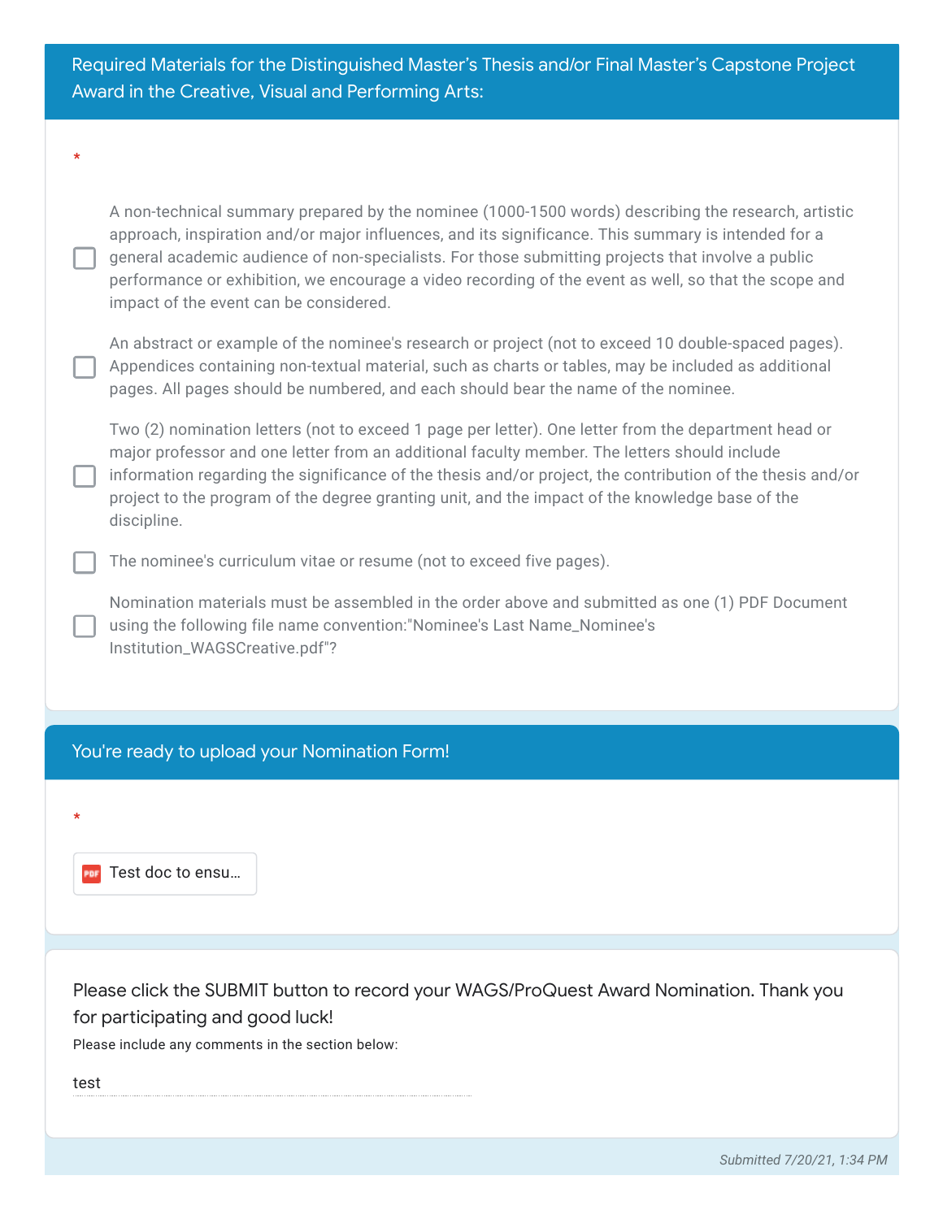## Required Materials for the Distinguished Master's Thesis and/or Final Master's Capstone Project Award in the Creative, Visual and Performing Arts:

*

- [ ] A non-technical summary prepared by the nominee (1000-1500 words) describing the research, artistic approach, inspiration and/or major influences, and its significance. This summary is intended for a general academic audience of non-specialists. For those submitting projects that involve a public performance or exhibition, we encourage a video recording of the event as well, so that the scope and impact of the event can be considered.
- [ ] An abstract or example of the nominee's research or project (not to exceed 10 double-spaced pages). Appendices containing non-textual material, such as charts or tables, may be included as additional pages. All pages should be numbered, and each should bear the name of the nominee.
- [ ] Two (2) nomination letters (not to exceed 1 page per letter). One letter from the department head or major professor and one letter from an additional faculty member. The letters should include information regarding the significance of the thesis and/or project, the contribution of the thesis and/or project to the program of the degree granting unit, and the impact of the knowledge base of the discipline.
- [ ] The nominee's curriculum vitae or resume (not to exceed five pages).
- [ ] Nomination materials must be assembled in the order above and submitted as one (1) PDF Document using the following file name convention:"Nominee's Last Name_Nominee's Institution_WAGSCreative.pdf"?

## You're ready to upload your Nomination Form!

*

Test doc to ensu...

Please click the SUBMIT button to record your WAGS/ProQuest Award Nomination. Thank you for participating and good luck!

Please include any comments in the section below:

test

*Submitted 7/20/21, 1:34 PM*